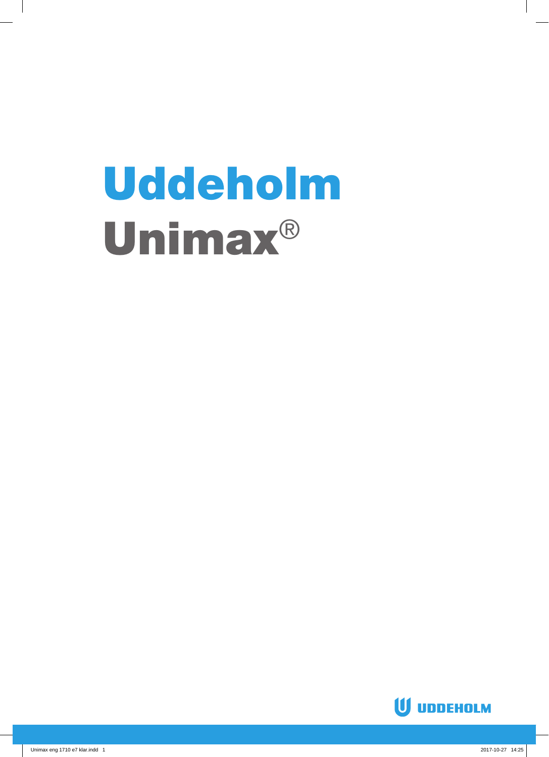# Uddeholm Unimax®

UDDEHOLM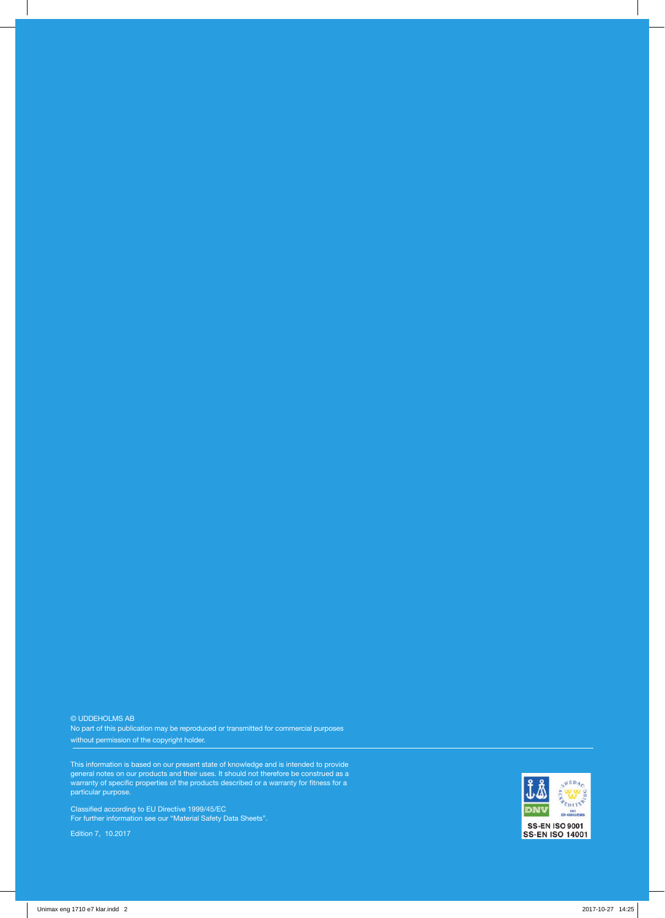© UDDEHOLMS AB
No part of this publication may be reproduced or transmitted for commercial purposes without permission of the copyright holder.

---

This information is based on our present state of knowledge and is intended to provide general notes on our products and their uses. It should not therefore be construed as a warranty of specific properties of the products described or a warranty for fitness for a particular purpose.

Classified according to EU Directive 1999/45/EC
For further information see our "Material Safety Data Sheets".

Edition 7, 10.2017

SS-EN ISO 9001
SS-EN ISO 14001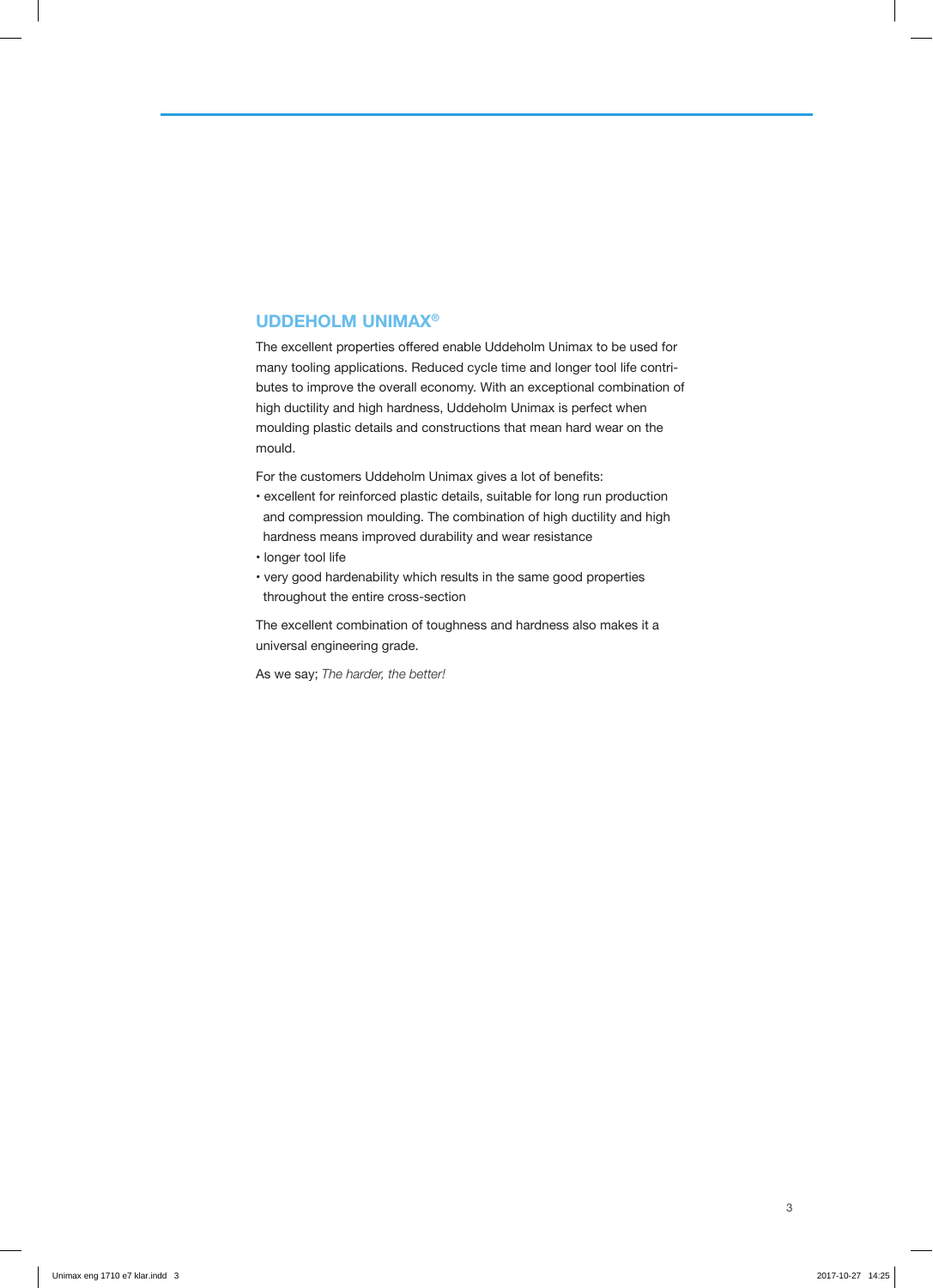## UDDEHOLM UNIMAX®

The excellent properties offered enable Uddeholm Unimax to be used for many tooling applications. Reduced cycle time and longer tool life contributes to improve the overall economy. With an exceptional combination of high ductility and high hardness, Uddeholm Unimax is perfect when moulding plastic details and constructions that mean hard wear on the mould.

For the customers Uddeholm Unimax gives a lot of benefits:

- excellent for reinforced plastic details, suitable for long run production and compression moulding. The combination of high ductility and high hardness means improved durability and wear resistance
- longer tool life
- very good hardenability which results in the same good properties throughout the entire cross-section

The excellent combination of toughness and hardness also makes it a universal engineering grade.

As we say; *The harder, the better!*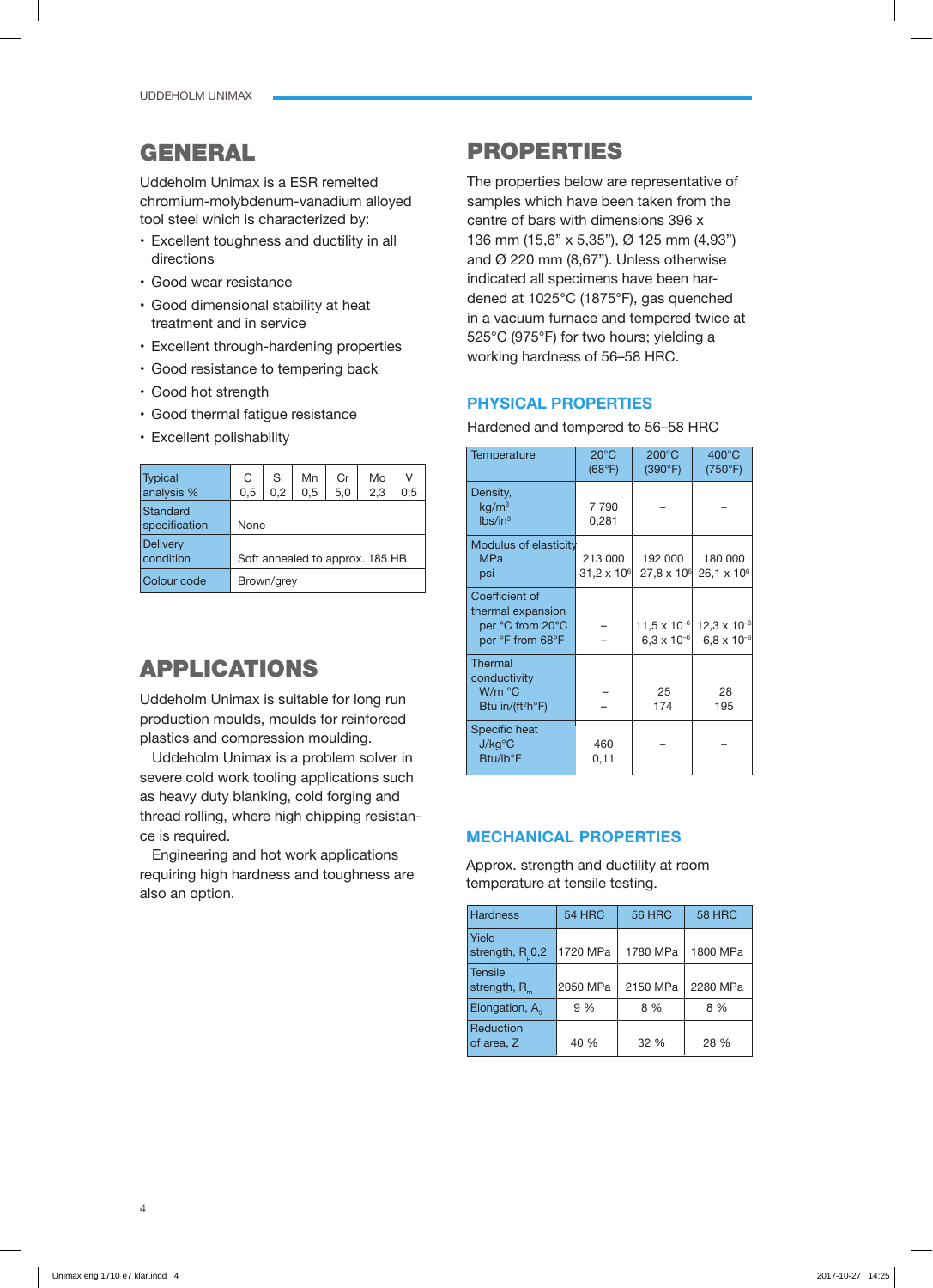# GENERAL

Uddeholm Unimax is a ESR remelted chromium-molybdenum-vanadium alloyed tool steel which is characterized by:

- Excellent toughness and ductility in all directions
- Good wear resistance
- Good dimensional stability at heat treatment and in service
- Excellent through-hardening properties
- Good resistance to tempering back
- Good hot strength
- Good thermal fatigue resistance
- Excellent polishability

| Typical analysis % | C 0,5 | Si 0,2 | Mn 0,5 | Cr 5,0 | Mo 2,3 | V 0,5 |
|---|---|---|---|---|---|---|
| Standard specification | None | | | | | |
| Delivery condition | Soft annealed to approx. 185 HB | | | | | |
| Colour code | Brown/grey | | | | | |

# APPLICATIONS

Uddeholm Unimax is suitable for long run production moulds, moulds for reinforced plastics and compression moulding.

Uddeholm Unimax is a problem solver in severe cold work tooling applications such as heavy duty blanking, cold forging and thread rolling, where high chipping resistance is required.

Engineering and hot work applications requiring high hardness and toughness are also an option.

# PROPERTIES

The properties below are representative of samples which have been taken from the centre of bars with dimensions 396 x 136 mm (15,6" x 5,35"), Ø 125 mm (4,93") and Ø 220 mm (8,67"). Unless otherwise indicated all specimens have been hardened at 1025°C (1875°F), gas quenched in a vacuum furnace and tempered twice at 525°C (975°F) for two hours; yielding a working hardness of 56–58 HRC.

## PHYSICAL PROPERTIES

Hardened and tempered to 56–58 HRC

| Temperature | 20°C (68°F) | 200°C (390°F) | 400°C (750°F) |
|---|---|---|---|
| Density, kg/m³ lbs/in³ | 7 790 0,281 | – | – |
| Modulus of elasticity MPa psi | 213 000 $31,2 \times 10^6$ | 192 000 $27,8 \times 10^6$ | 180 000 $26,1 \times 10^6$ |
| Coefficient of thermal expansion per °C from 20°C per °F from 68°F | – – | $11,5 \times 10^{-6}$ $6,3 \times 10^{-6}$ | $12,3 \times 10^{-6}$ $6,8 \times 10^{-6}$ |
| Thermal conductivity W/m °C Btu in/(ft²h°F) | – – | 25 174 | 28 195 |
| Specific heat J/kg°C Btu/lb°F | 460 0,11 | – | – |

## MECHANICAL PROPERTIES

Approx. strength and ductility at room temperature at tensile testing.

| Hardness | 54 HRC | 56 HRC | 58 HRC |
|---|---|---|---|
| Yield strength, $R_p0,2$ | 1720 MPa | 1780 MPa | 1800 MPa |
| Tensile strength, $R_m$ | 2050 MPa | 2150 MPa | 2280 MPa |
| Elongation, $A_5$ | 9 % | 8 % | 8 % |
| Reduction of area, Z | 40 % | 32 % | 28 % |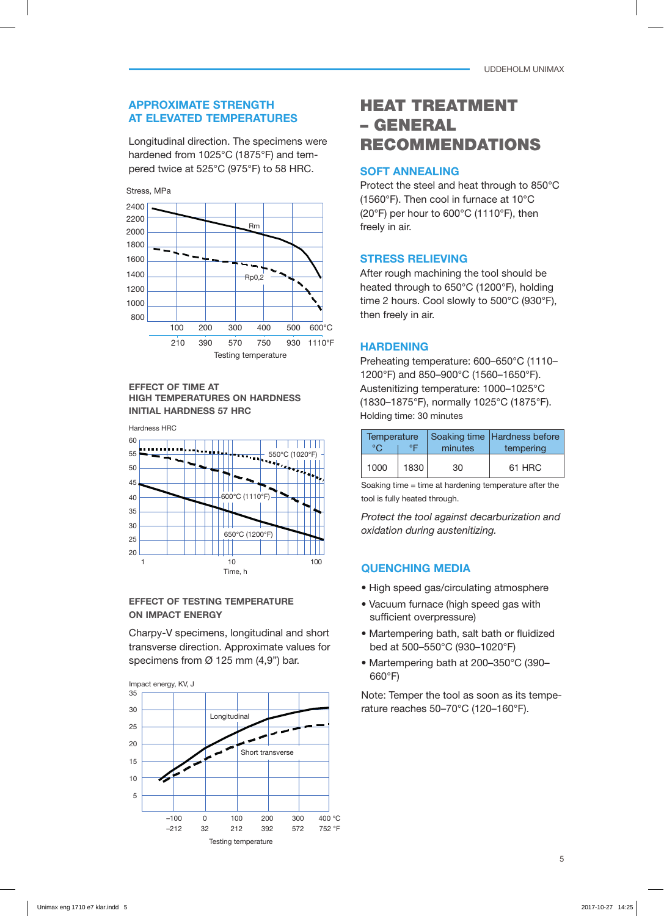## APPROXIMATE STRENGTH AT ELEVATED TEMPERATURES

Longitudinal direction. The specimens were hardened from 1025°C (1875°F) and tempered twice at 525°C (975°F) to 58 HRC.

Stress, MPa

Rm

Rp0,2

Testing temperature

### EFFECT OF TIME AT HIGH TEMPERATURES ON HARDNESS INITIAL HARDNESS 57 HRC

Hardness HRC

550°C (1020°F)

600°C (1110°F)

650°C (1200°F)

Time, h

### EFFECT OF TESTING TEMPERATURE ON IMPACT ENERGY

Charpy-V specimens, longitudinal and short transverse direction. Approximate values for specimens from Ø 125 mm (4,9") bar.

Impact energy, KV, J

Longitudinal

Short transverse

Testing temperature

# HEAT TREATMENT – GENERAL RECOMMENDATIONS

## SOFT ANNEALING

Protect the steel and heat through to 850°C (1560°F). Then cool in furnace at 10°C (20°F) per hour to 600°C (1110°F), then freely in air.

## STRESS RELIEVING

After rough machining the tool should be heated through to 650°C (1200°F), holding time 2 hours. Cool slowly to 500°C (930°F), then freely in air.

## HARDENING

Preheating temperature: 600–650°C (1110–1200°F) and 850–900°C (1560–1650°F).
Austenitizing temperature: 1000–1025°C (1830–1875°F), normally 1025°C (1875°F).
Holding time: 30 minutes

| Temperature | | Soaking time | Hardness before |
|---|---|---|---|
| °C | °F | minutes | tempering |
| 1000 | 1830 | 30 | 61 HRC |

Soaking time = time at hardening temperature after the tool is fully heated through.

*Protect the tool against decarburization and oxidation during austenitizing.*

## QUENCHING MEDIA

- High speed gas/circulating atmosphere
- Vacuum furnace (high speed gas with sufficient overpressure)
- Martempering bath, salt bath or fluidized bed at 500–550°C (930–1020°F)
- Martempering bath at 200–350°C (390–660°F)

Note: Temper the tool as soon as its temperature reaches 50–70°C (120–160°F).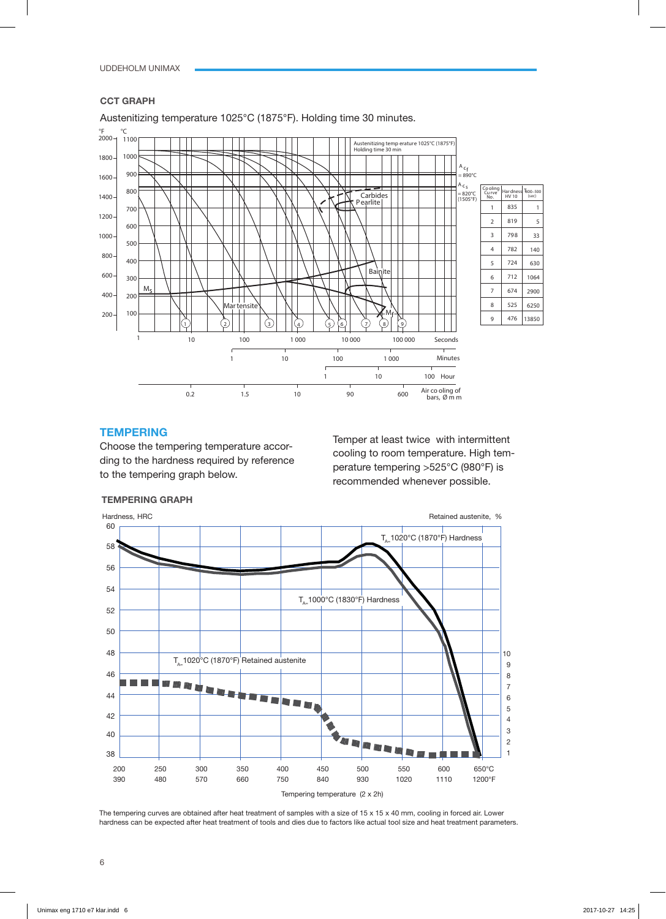## CCT GRAPH

Austenitizing temperature 1025°C (1875°F). Holding time 30 minutes.

| Cooling Curve No. | Hardness HV 10 | $T_{800-500}$ (sec) |
|---|---|---|
| 1 | 835 | 1 |
| 2 | 819 | 5 |
| 3 | 798 | 33 |
| 4 | 782 | 140 |
| 5 | 724 | 630 |
| 6 | 712 | 1064 |
| 7 | 674 | 2900 |
| 8 | 525 | 6250 |
| 9 | 476 | 13850 |

## TEMPERING

Choose the tempering temperature according to the hardness required by reference to the tempering graph below.

Temper at least twice with intermittent cooling to room temperature. High temperature tempering >525°C (980°F) is recommended whenever possible.

### TEMPERING GRAPH

The tempering curves are obtained after heat treatment of samples with a size of 15 x 15 x 40 mm, cooling in forced air. Lower hardness can be expected after heat treatment of tools and dies due to factors like actual tool size and heat treatment parameters.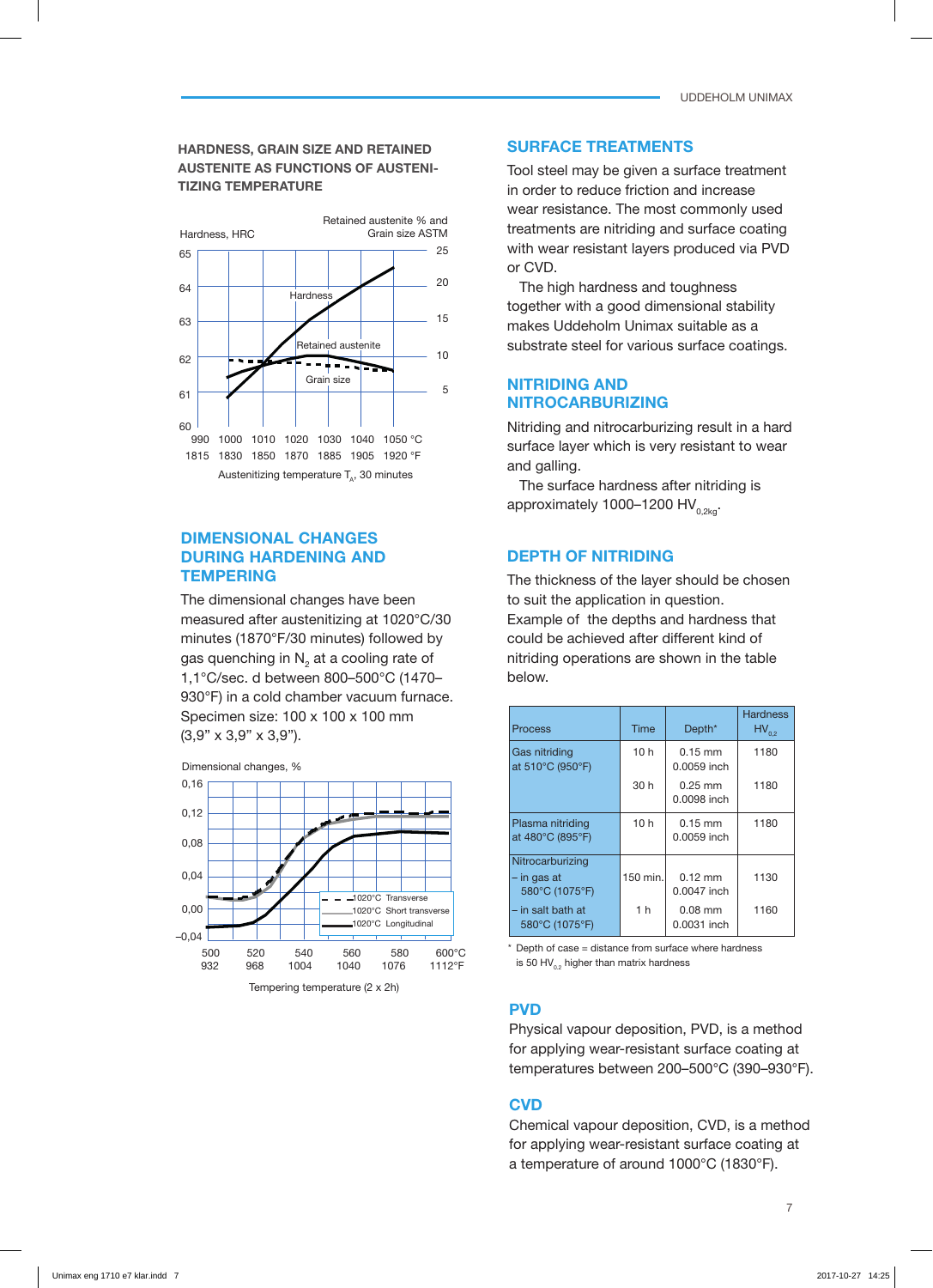### HARDNESS, GRAIN SIZE AND RETAINED AUSTENITE AS FUNCTIONS OF AUSTENITIZING TEMPERATURE

Hardness, HRC — Retained austenite % and Grain size ASTM

Austenitizing temperature $T_A$, 30 minutes

## DIMENSIONAL CHANGES DURING HARDENING AND TEMPERING

The dimensional changes have been measured after austenitizing at 1020°C/30 minutes (1870°F/30 minutes) followed by gas quenching in $N_2$ at a cooling rate of 1,1°C/sec. d between 800–500°C (1470–930°F) in a cold chamber vacuum furnace. Specimen size: 100 x 100 x 100 mm (3,9" x 3,9" x 3,9").

Dimensional changes, %

1020°C Transverse
1020°C Short transverse
1020°C Longitudinal

Tempering temperature (2 x 2h)

## SURFACE TREATMENTS

Tool steel may be given a surface treatment in order to reduce friction and increase wear resistance. The most commonly used treatments are nitriding and surface coating with wear resistant layers produced via PVD or CVD.

The high hardness and toughness together with a good dimensional stability makes Uddeholm Unimax suitable as a substrate steel for various surface coatings.

## NITRIDING AND NITROCARBURIZING

Nitriding and nitrocarburizing result in a hard surface layer which is very resistant to wear and galling.

The surface hardness after nitriding is approximately 1000–1200 $HV_{0,2kg}$.

## DEPTH OF NITRIDING

The thickness of the layer should be chosen to suit the application in question. Example of the depths and hardness that could be achieved after different kind of nitriding operations are shown in the table below.

| Process | Time | Depth* | Hardness $HV_{0,2}$ |
|---|---|---|---|
| Gas nitriding at 510°C (950°F) | 10 h | 0.15 mm 0.0059 inch | 1180 |
| | 30 h | 0.25 mm 0.0098 inch | 1180 |
| Plasma nitriding at 480°C (895°F) | 10 h | 0.15 mm 0.0059 inch | 1180 |
| Nitrocarburizing – in gas at 580°C (1075°F) | 150 min. | 0.12 mm 0.0047 inch | 1130 |
| – in salt bath at 580°C (1075°F) | 1 h | 0.08 mm 0.0031 inch | 1160 |

\* Depth of case = distance from surface where hardness is 50 $HV_{0,2}$ higher than matrix hardness

## PVD

Physical vapour deposition, PVD, is a method for applying wear-resistant surface coating at temperatures between 200–500°C (390–930°F).

## CVD

Chemical vapour deposition, CVD, is a method for applying wear-resistant surface coating at a temperature of around 1000°C (1830°F).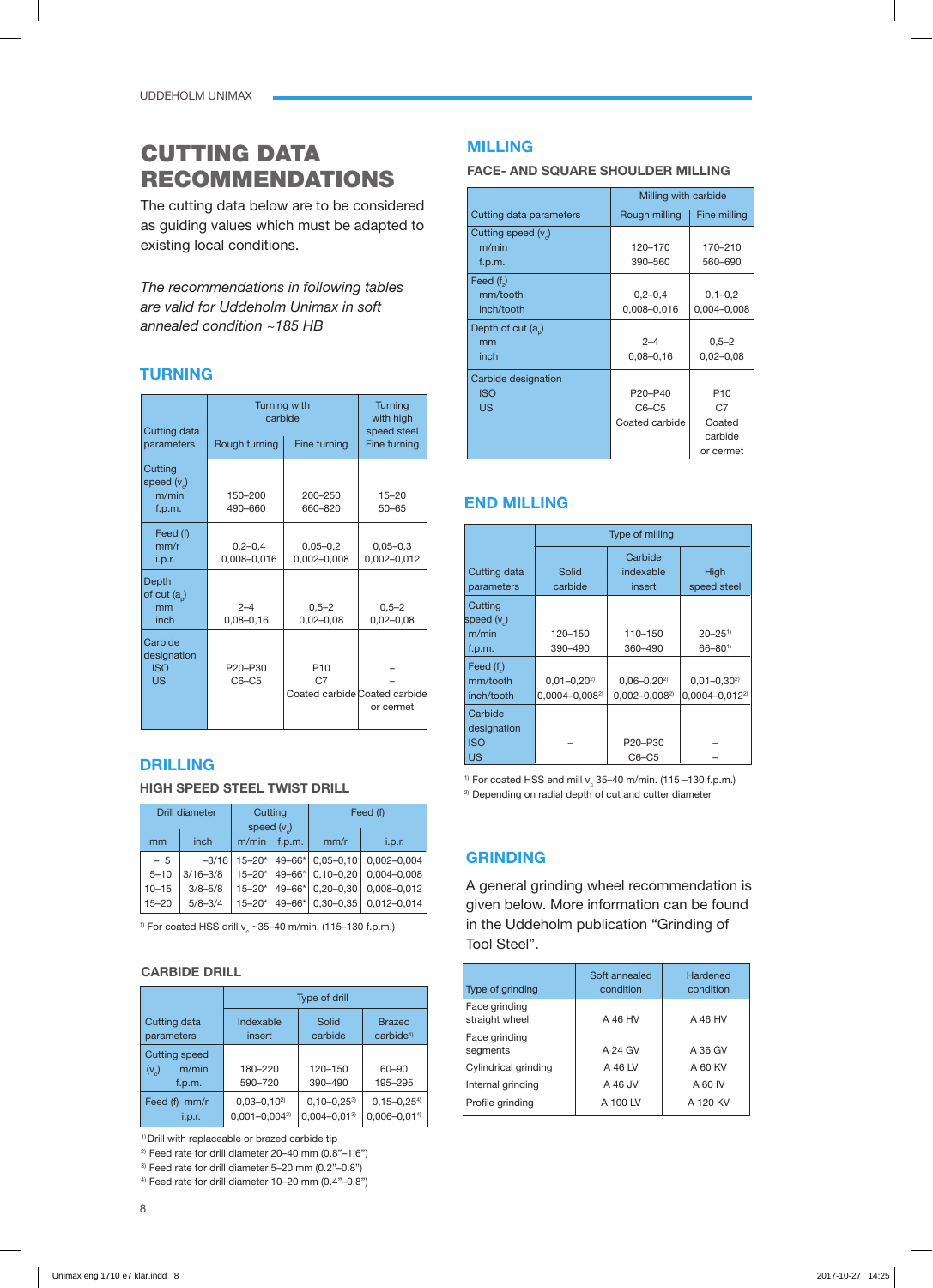# CUTTING DATA RECOMMENDATIONS

The cutting data below are to be considered as guiding values which must be adapted to existing local conditions.

*The recommendations in following tables are valid for Uddeholm Unimax in soft annealed condition ~185 HB*

## TURNING

| Cutting data parameters | Turning with carbide | | Turning with high speed steel |
|---|---|---|---|
| | Rough turning | Fine turning | Fine turning |
| Cutting speed ($v_c$) m/min f.p.m. | 150–200 490–660 | 200–250 660–820 | 15–20 50–65 |
| Feed (f) mm/r i.p.r. | 0,2–0,4 0,008–0,016 | 0,05–0,2 0,002–0,008 | 0,05–0,3 0,002–0,012 |
| Depth of cut ($a_p$) mm inch | 2–4 0,08–0,16 | 0,5–2 0,02–0,08 | 0,5–2 0,02–0,08 |
| Carbide designation ISO US | P20–P30 C6–C5 | P10 C7 Coated carbide | – Coated carbide or cermet |

## DRILLING

### HIGH SPEED STEEL TWIST DRILL

| Drill diameter | | Cutting speed ($v_c$) | | Feed (f) | |
|---|---|---|---|---|---|
| mm | inch | m/min | f.p.m. | mm/r | i.p.r. |
| – 5 | –3/16 | 15–20* | 49–66* | 0,05–0,10 | 0,002–0,004 |
| 5–10 | 3/16–3/8 | 15–20* | 49–66* | 0,10–0,20 | 0,004–0,008 |
| 10–15 | 3/8–5/8 | 15–20* | 49–66* | 0,20–0,30 | 0,008–0,012 |
| 15–20 | 5/8–3/4 | 15–20* | 49–66* | 0,30–0,35 | 0,012–0,014 |

[1] For coated HSS drill $v_c$ ~35–40 m/min. (115–130 f.p.m.)

### CARBIDE DRILL

| Cutting data parameters | Type of drill | | |
|---|---|---|---|
| | Indexable insert | Solid carbide | Brazed carbide[1] |
| Cutting speed ($v_c$) m/min f.p.m. | 180–220 590–720 | 120–150 390–490 | 60–90 195–295 |
| Feed (f) mm/r i.p.r. | 0,03–0,10[2] 0,001–0,004[2] | 0,10–0,25[3] 0,004–0,01[3] | 0,15–0,25[4] 0,006–0,01[4] |

[1] Drill with replaceable or brazed carbide tip
[2] Feed rate for drill diameter 20–40 mm (0.8"–1.6")
[3] Feed rate for drill diameter 5–20 mm (0.2"–0.8")
[4] Feed rate for drill diameter 10–20 mm (0.4"–0.8")

## MILLING

### FACE- AND SQUARE SHOULDER MILLING

| Cutting data parameters | Milling with carbide | |
|---|---|---|
| | Rough milling | Fine milling |
| Cutting speed ($v_c$) m/min f.p.m. | 120–170 390–560 | 170–210 560–690 |
| Feed ($f_z$) mm/tooth inch/tooth | 0,2–0,4 0,008–0,016 | 0,1–0,2 0,004–0,008 |
| Depth of cut ($a_p$) mm inch | 2–4 0,08–0,16 | 0,5–2 0,02–0,08 |
| Carbide designation ISO US | P20–P40 C6–C5 Coated carbide | P10 C7 Coated carbide or cermet |

## END MILLING

| Cutting data parameters | Type of milling | | |
|---|---|---|---|
| | Solid carbide | Carbide indexable insert | High speed steel |
| Cutting speed ($v_c$) m/min f.p.m. | 120–150 390–490 | 110–150 360–490 | 20–25[1] 66–80[1] |
| Feed ($f_z$) mm/tooth inch/tooth | 0,01–0,20[2] 0,0004–0,008[2] | 0,06–0,20[2] 0,002–0,008[2] | 0,01–0,30[2] 0,0004–0,012[2] |
| Carbide designation ISO US | – | P20–P30 C6–C5 | – – |

[1] For coated HSS end mill $v_c$ 35–40 m/min. (115 –130 f.p.m.)
[2] Depending on radial depth of cut and cutter diameter

## GRINDING

A general grinding wheel recommendation is given below. More information can be found in the Uddeholm publication "Grinding of Tool Steel".

| Type of grinding | Soft annealed condition | Hardened condition |
|---|---|---|
| Face grinding straight wheel | A 46 HV | A 46 HV |
| Face grinding segments | A 24 GV | A 36 GV |
| Cylindrical grinding | A 46 LV | A 60 KV |
| Internal grinding | A 46 JV | A 60 IV |
| Profile grinding | A 100 LV | A 120 KV |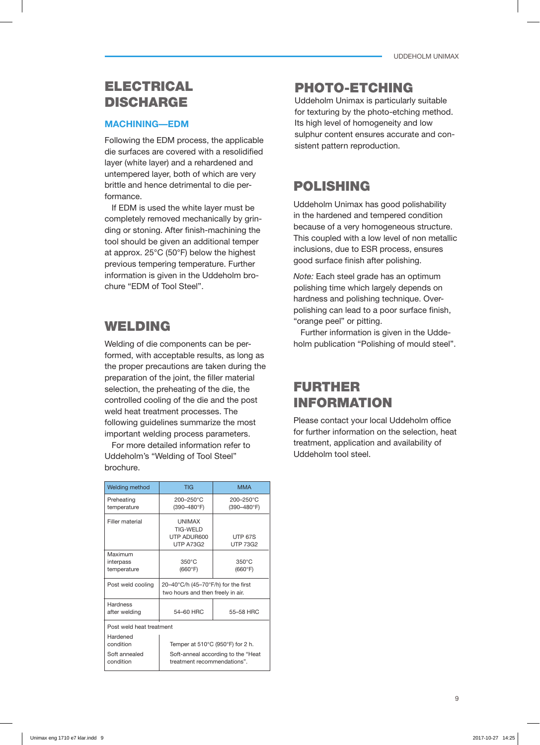## ELECTRICAL DISCHARGE

### MACHINING—EDM

Following the EDM process, the applicable die surfaces are covered with a resolidified layer (white layer) and a rehardened and untempered layer, both of which are very brittle and hence detrimental to die performance.

If EDM is used the white layer must be completely removed mechanically by grinding or stoning. After finish-machining the tool should be given an additional temper at approx. 25°C (50°F) below the highest previous tempering temperature. Further information is given in the Uddeholm brochure “EDM of Tool Steel”.

## WELDING

Welding of die components can be performed, with acceptable results, as long as the proper precautions are taken during the preparation of the joint, the filler material selection, the preheating of the die, the controlled cooling of the die and the post weld heat treatment processes. The following guidelines summarize the most important welding process parameters.

For more detailed information refer to Uddeholm’s “Welding of Tool Steel” brochure.

| Welding method | TIG | MMA |
|---|---|---|
| Preheating temperature | 200–250°C (390–480°F) | 200–250°C (390–480°F) |
| Filler material | UNIMAX TIG-WELD UTP ADUR600 UTP A73G2 | UTP 67S UTP 73G2 |
| Maximum interpass temperature | 350°C (660°F) | 350°C (660°F) |
| Post weld cooling | 20–40°C/h (45–70°F/h) for the first two hours and then freely in air. | |
| Hardness after welding | 54–60 HRC | 55–58 HRC |
| Post weld heat treatment | | |
| Hardened condition | Temper at 510°C (950°F) for 2 h. | |
| Soft annealed condition | Soft-anneal according to the “Heat treatment recommendations”. | |

## PHOTO-ETCHING

Uddeholm Unimax is particularly suitable for texturing by the photo-etching method. Its high level of homogeneity and low sulphur content ensures accurate and consistent pattern reproduction.

## POLISHING

Uddeholm Unimax has good polishability in the hardened and tempered condition because of a very homogeneous structure. This coupled with a low level of non metallic inclusions, due to ESR process, ensures good surface finish after polishing.

*Note:* Each steel grade has an optimum polishing time which largely depends on hardness and polishing technique. Overpolishing can lead to a poor surface finish, “orange peel” or pitting.

Further information is given in the Uddeholm publication “Polishing of mould steel”.

## FURTHER INFORMATION

Please contact your local Uddeholm office for further information on the selection, heat treatment, application and availability of Uddeholm tool steel.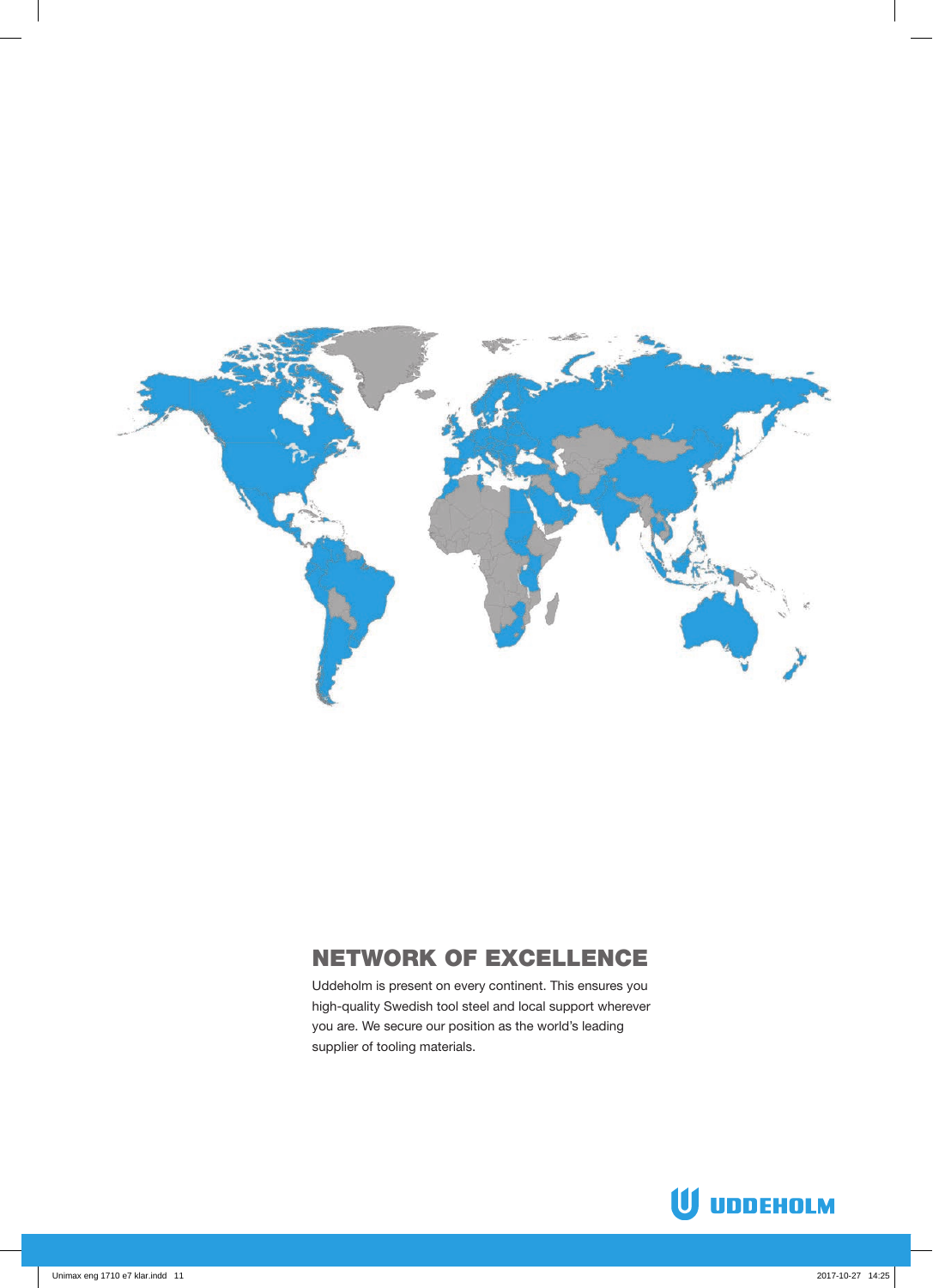## NETWORK OF EXCELLENCE

Uddeholm is present on every continent. This ensures you high-quality Swedish tool steel and local support wherever you are. We secure our position as the world's leading supplier of tooling materials.

UDDEHOLM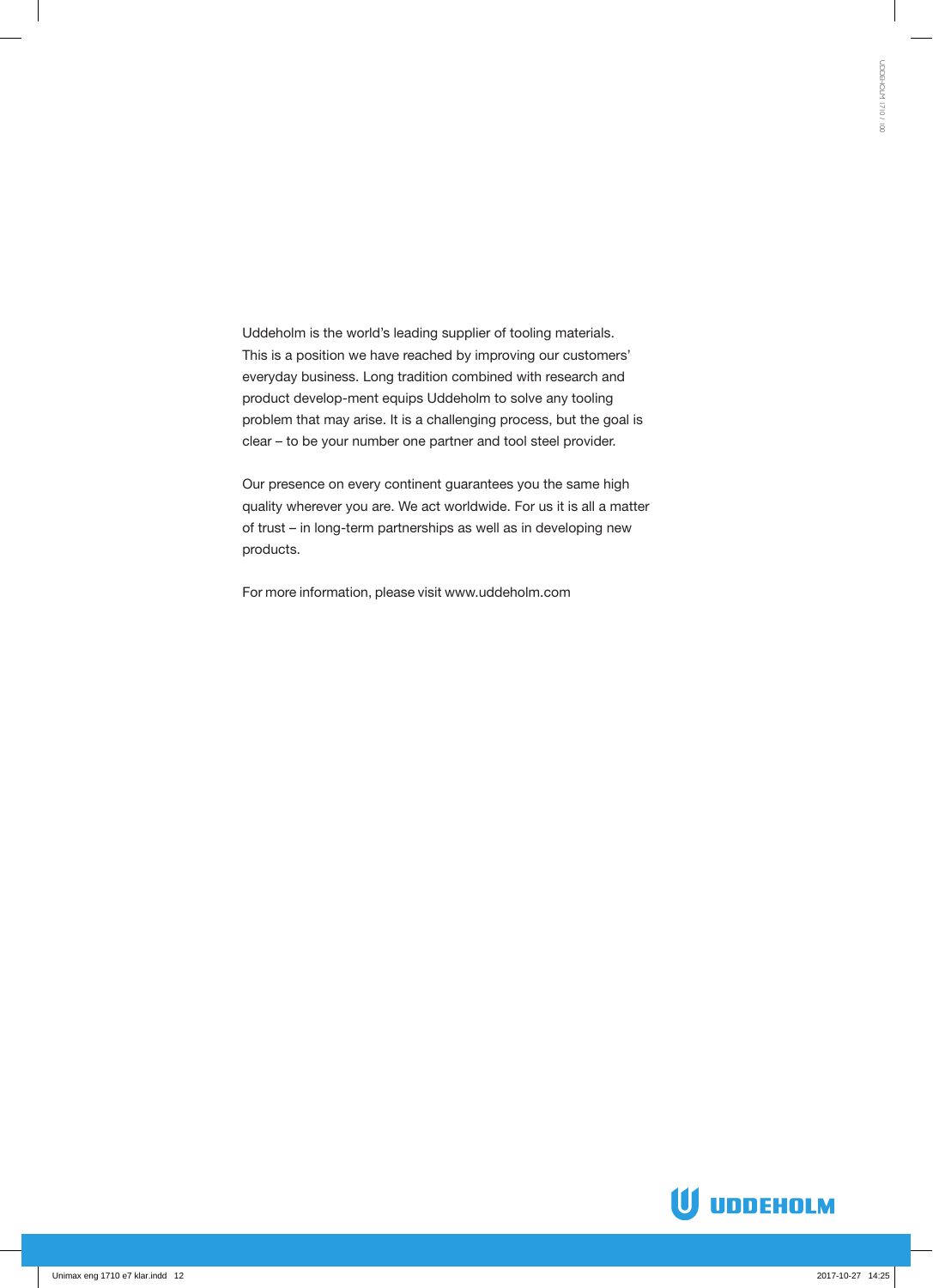Uddeholm is the world's leading supplier of tooling materials. This is a position we have reached by improving our customers' everyday business. Long tradition combined with research and product develop-ment equips Uddeholm to solve any tooling problem that may arise. It is a challenging process, but the goal is clear – to be your number one partner and tool steel provider.

Our presence on every continent guarantees you the same high quality wherever you are. We act worldwide. For us it is all a matter of trust – in long-term partnerships as well as in developing new products.

For more information, please visit www.uddeholm.com

UDDEHOLM